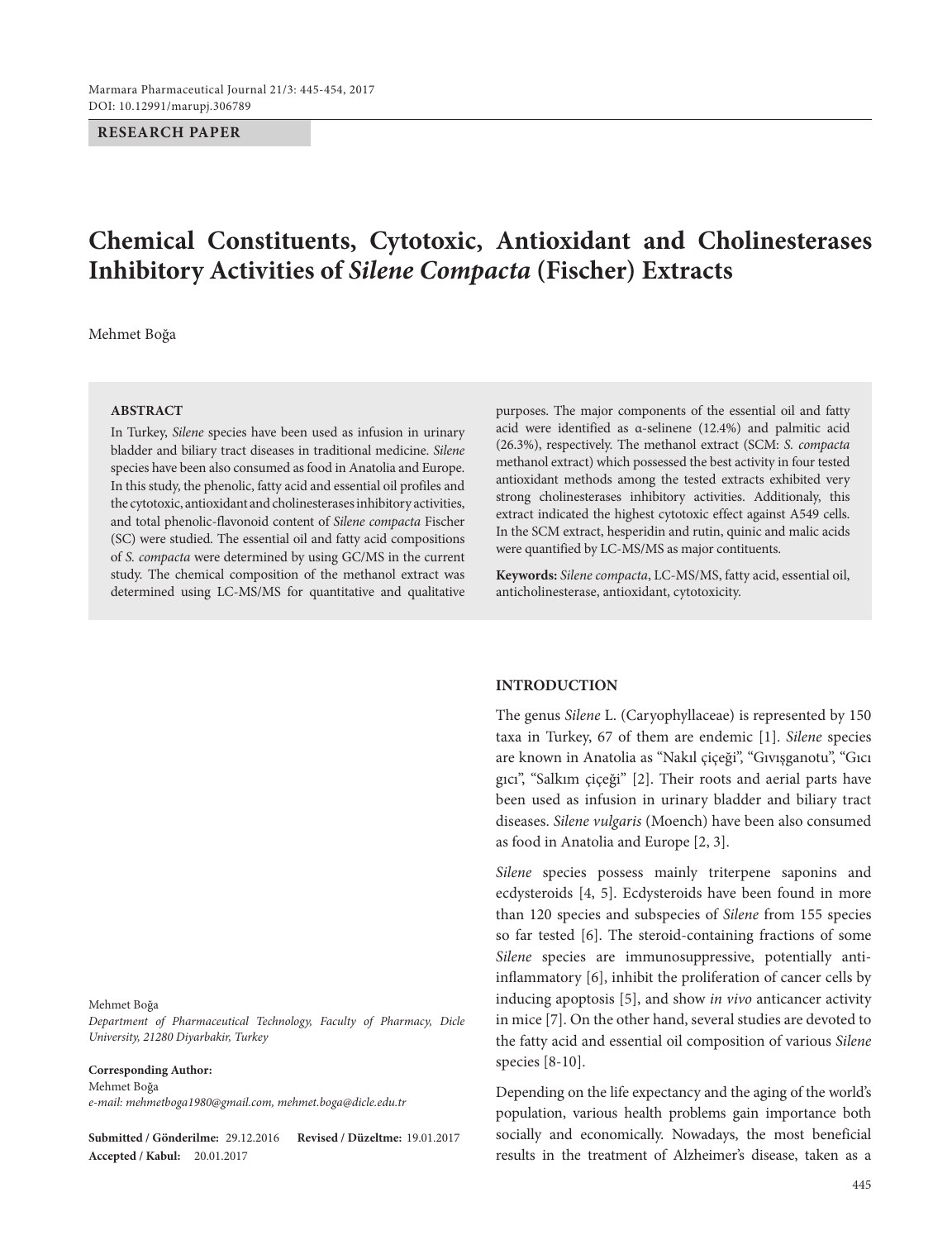RESEARCH PAPER

# Chemical Constituents, Cytotoxic, Antioxidant and Cholinesterases Inhibitory Activities of *Silene Compacta* (Fischer) Extracts

Mehmet Boğa

## ABSTRACT

In Turkey, *Silene* species have been used as infusion in urinary bladder and biliary tract diseases in traditional medicine. *Silene* species have been also consumed as food in Anatolia and Europe. In this study, the phenolic, fatty acid and essential oil profiles and the cytotoxic, antioxidant and cholinesterases inhibitory activities, and total phenolic-flavonoid content of *Silene compacta* Fischer (SC) were studied. The essential oil and fatty acid compositions of *S. compacta* were determined by using GC/MS in the current study. The chemical composition of the methanol extract was determined using LC-MS/MS for quantitative and qualitative purposes. The major components of the essential oil and fatty acid were identified as α-selinene (12.4%) and palmitic acid (26.3%), respectively. The methanol extract (SCM: *S. compacta* methanol extract) which possessed the best activity in four tested antioxidant methods among the tested extracts exhibited very strong cholinesterases inhibitory activities. Additionaly, this extract indicated the highest cytotoxic effect against A549 cells. In the SCM extract, hesperidin and rutin, quinic and malic acids were quantified by LC-MS/MS as major contituents.

**Keywords:** *Silene compacta*, LC-MS/MS, fatty acid, essential oil, anticholinesterase, antioxidant, cytotoxicity.

## INTRODUCTION

The genus *Silene* L. (Caryophyllaceae) is represented by 150 taxa in Turkey, 67 of them are endemic [1]. *Silene* species are known in Anatolia as "Nakıl çiçeği", "Gıvışganotu", "Gıcı gıcı", "Salkım çiçeği" [2]. Their roots and aerial parts have been used as infusion in urinary bladder and biliary tract diseases. *Silene vulgaris* (Moench) have been also consumed as food in Anatolia and Europe [2, 3].

*Silene* species possess mainly triterpene saponins and ecdysteroids [4, 5]. Ecdysteroids have been found in more than 120 species and subspecies of *Silene* from 155 species so far tested [6]. The steroid-containing fractions of some *Silene* species are immunosuppressive, potentially anti-inflammatory [6], inhibit the proliferation of cancer cells by inducing apoptosis [5], and show *in vivo* anticancer activity in mice [7]. On the other hand, several studies are devoted to the fatty acid and essential oil composition of various *Silene* species [8-10].

Depending on the life expectancy and the aging of the world's population, various health problems gain importance both socially and economically. Nowadays, the most beneficial results in the treatment of Alzheimer's disease, taken as a

Mehmet Boğa
*Department of Pharmaceutical Technology, Faculty of Pharmacy, Dicle University, 21280 Diyarbakir, Turkey*

**Corresponding Author:**
Mehmet Boğa
*e-mail: mehmetboga1980@gmail.com, mehmet.boga@dicle.edu.tr*

**Submitted / Gönderilme:** 29.12.2016 **Revised / Düzeltme:** 19.01.2017
**Accepted / Kabul:** 20.01.2017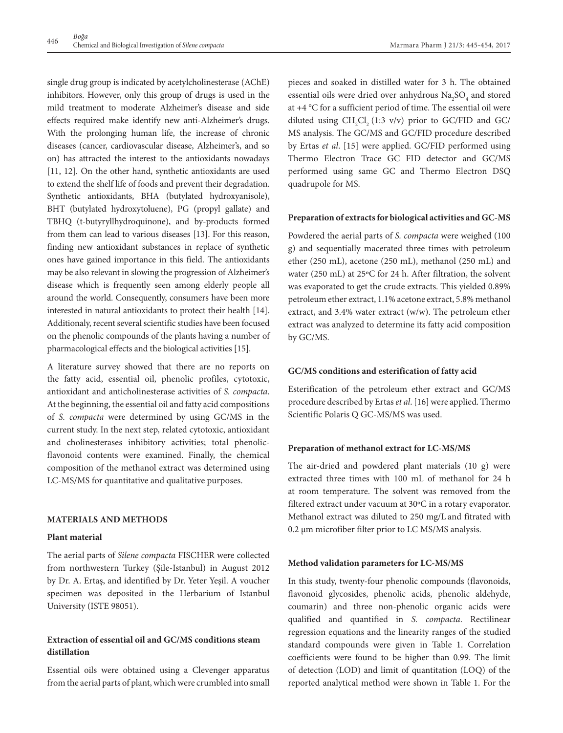single drug group is indicated by acetylcholinesterase (AChE) inhibitors. However, only this group of drugs is used in the mild treatment to moderate Alzheimer's disease and side effects required make identify new anti-Alzheimer's drugs. With the prolonging human life, the increase of chronic diseases (cancer, cardiovascular disease, Alzheimer's, and so on) has attracted the interest to the antioxidants nowadays [11, 12]. On the other hand, synthetic antioxidants are used to extend the shelf life of foods and prevent their degradation. Synthetic antioxidants, BHA (butylated hydroxyanisole), BHT (butylated hydroxytoluene), PG (propyl gallate) and TBHQ (t-butyryllhydroquinone), and by-products formed from them can lead to various diseases [13]. For this reason, finding new antioxidant substances in replace of synthetic ones have gained importance in this field. The antioxidants may be also relevant in slowing the progression of Alzheimer's disease which is frequently seen among elderly people all around the world. Consequently, consumers have been more interested in natural antioxidants to protect their health [14]. Additionaly, recent several scientific studies have been focused on the phenolic compounds of the plants having a number of pharmacological effects and the biological activities [15].

A literature survey showed that there are no reports on the fatty acid, essential oil, phenolic profiles, cytotoxic, antioxidant and anticholinesterase activities of *S. compacta*. At the beginning, the essential oil and fatty acid compositions of *S. compacta* were determined by using GC/MS in the current study. In the next step, related cytotoxic, antioxidant and cholinesterases inhibitory activities; total phenolic-flavonoid contents were examined. Finally, the chemical composition of the methanol extract was determined using LC-MS/MS for quantitative and qualitative purposes.

## MATERIALS AND METHODS

### Plant material

The aerial parts of *Silene compacta* FISCHER were collected from northwestern Turkey (Şile-Istanbul) in August 2012 by Dr. A. Ertaş, and identified by Dr. Yeter Yeşil. A voucher specimen was deposited in the Herbarium of Istanbul University (ISTE 98051).

### Extraction of essential oil and GC/MS conditions steam distillation

Essential oils were obtained using a Clevenger apparatus from the aerial parts of plant, which were crumbled into small pieces and soaked in distilled water for 3 h. The obtained essential oils were dried over anhydrous $Na_2SO_4$ and stored at +4 °C for a sufficient period of time. The essential oil were diluted using $CH_2Cl_2$ (1:3 v/v) prior to GC/FID and GC/MS analysis. The GC/MS and GC/FID procedure described by Ertas *et al*. [15] were applied. GC/FID performed using Thermo Electron Trace GC FID detector and GC/MS performed using same GC and Thermo Electron DSQ quadrupole for MS.

### Preparation of extracts for biological activities and GC-MS

Powdered the aerial parts of *S. compacta* were weighed (100 g) and sequentially macerated three times with petroleum ether (250 mL), acetone (250 mL), methanol (250 mL) and water (250 mL) at 25ºC for 24 h. After filtration, the solvent was evaporated to get the crude extracts. This yielded 0.89% petroleum ether extract, 1.1% acetone extract, 5.8% methanol extract, and 3.4% water extract (w/w). The petroleum ether extract was analyzed to determine its fatty acid composition by GC/MS.

### GC/MS conditions and esterification of fatty acid

Esterification of the petroleum ether extract and GC/MS procedure described by Ertas *et al*. [16] were applied. Thermo Scientific Polaris Q GC-MS/MS was used.

### Preparation of methanol extract for LC-MS/MS

The air-dried and powdered plant materials (10 g) were extracted three times with 100 mL of methanol for 24 h at room temperature. The solvent was removed from the filtered extract under vacuum at 30ºC in a rotary evaporator. Methanol extract was diluted to 250 mg/L and fitrated with 0.2 µm microfiber filter prior to LC MS/MS analysis.

### Method validation parameters for LC-MS/MS

In this study, twenty-four phenolic compounds (flavonoids, flavonoid glycosides, phenolic acids, phenolic aldehyde, coumarin) and three non-phenolic organic acids were qualified and quantified in *S. compacta*. Rectilinear regression equations and the linearity ranges of the studied standard compounds were given in Table 1. Correlation coefficients were found to be higher than 0.99. The limit of detection (LOD) and limit of quantitation (LOQ) of the reported analytical method were shown in Table 1. For the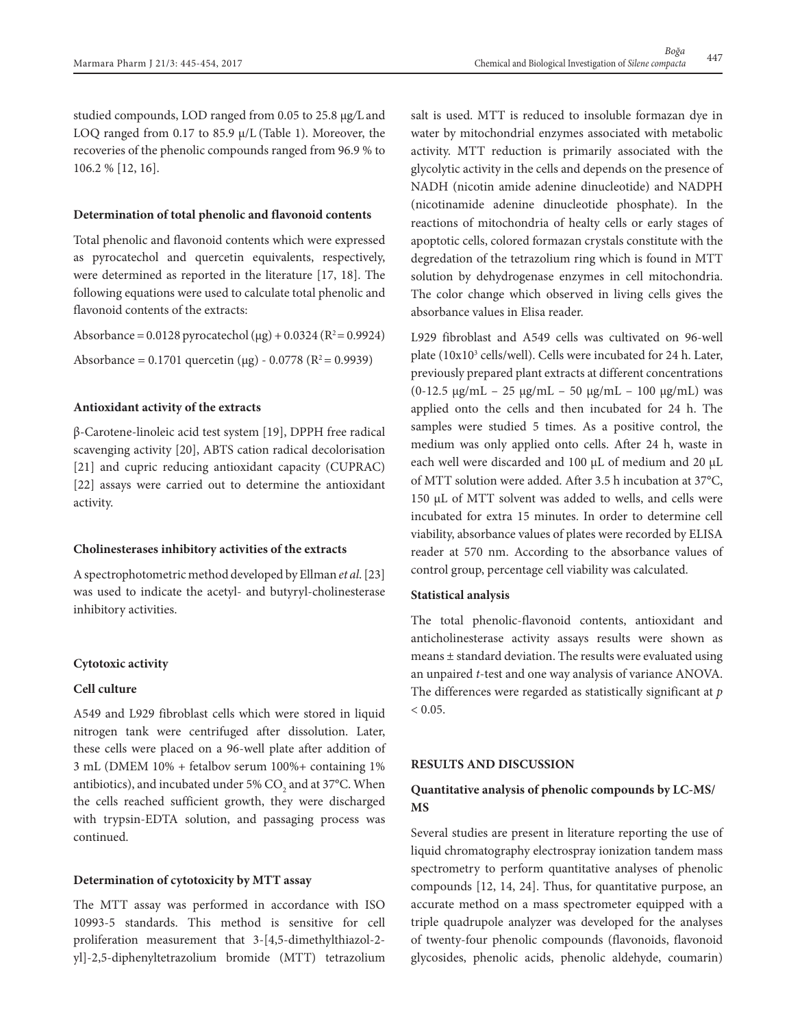studied compounds, LOD ranged from 0.05 to 25.8 μg/L and LOQ ranged from 0.17 to 85.9 μ/L (Table 1). Moreover, the recoveries of the phenolic compounds ranged from 96.9 % to 106.2 % [12, 16].

#### Determination of total phenolic and flavonoid contents

Total phenolic and flavonoid contents which were expressed as pyrocatechol and quercetin equivalents, respectively, were determined as reported in the literature [17, 18]. The following equations were used to calculate total phenolic and flavonoid contents of the extracts:

Absorbance = 0.0128 pyrocatechol (μg) + 0.0324 ($R^2 = 0.9924$)

Absorbance = 0.1701 quercetin (μg) - 0.0778 ($R^2 = 0.9939$)

#### Antioxidant activity of the extracts

β-Carotene-linoleic acid test system [19], DPPH free radical scavenging activity [20], ABTS cation radical decolorisation [21] and cupric reducing antioxidant capacity (CUPRAC) [22] assays were carried out to determine the antioxidant activity.

#### Cholinesterases inhibitory activities of the extracts

A spectrophotometric method developed by Ellman *et al.* [23] was used to indicate the acetyl- and butyryl-cholinesterase inhibitory activities.

#### Cytotoxic activity

#### Cell culture

A549 and L929 fibroblast cells which were stored in liquid nitrogen tank were centrifuged after dissolution. Later, these cells were placed on a 96-well plate after addition of 3 mL (DMEM 10% + fetalbov serum 100%+ containing 1% antibiotics), and incubated under 5% $CO_2$ and at 37°C. When the cells reached sufficient growth, they were discharged with trypsin-EDTA solution, and passaging process was continued.

#### Determination of cytotoxicity by MTT assay

The MTT assay was performed in accordance with ISO 10993-5 standards. This method is sensitive for cell proliferation measurement that 3-[4,5-dimethylthiazol-2-yl]-2,5-diphenyltetrazolium bromide (MTT) tetrazolium salt is used. MTT is reduced to insoluble formazan dye in water by mitochondrial enzymes associated with metabolic activity. MTT reduction is primarily associated with the glycolytic activity in the cells and depends on the presence of NADH (nicotin amide adenine dinucleotide) and NADPH (nicotinamide adenine dinucleotide phosphate). In the reactions of mitochondria of healty cells or early stages of apoptotic cells, colored formazan crystals constitute with the degredation of the tetrazolium ring which is found in MTT solution by dehydrogenase enzymes in cell mitochondria. The color change which observed in living cells gives the absorbance values in Elisa reader.

L929 fibroblast and A549 cells was cultivated on 96-well plate ($10x10^3$ cells/well). Cells were incubated for 24 h. Later, previously prepared plant extracts at different concentrations (0-12.5 μg/mL – 25 μg/mL – 50 μg/mL – 100 μg/mL) was applied onto the cells and then incubated for 24 h. The samples were studied 5 times. As a positive control, the medium was only applied onto cells. After 24 h, waste in each well were discarded and 100 μL of medium and 20 μL of MTT solution were added. After 3.5 h incubation at 37°C, 150 μL of MTT solvent was added to wells, and cells were incubated for extra 15 minutes. In order to determine cell viability, absorbance values of plates were recorded by ELISA reader at 570 nm. According to the absorbance values of control group, percentage cell viability was calculated.

#### Statistical analysis

The total phenolic-flavonoid contents, antioxidant and anticholinesterase activity assays results were shown as means ± standard deviation. The results were evaluated using an unpaired *t*-test and one way analysis of variance ANOVA. The differences were regarded as statistically significant at $p < 0.05$.

## RESULTS AND DISCUSSION

### Quantitative analysis of phenolic compounds by LC-MS/MS

Several studies are present in literature reporting the use of liquid chromatography electrospray ionization tandem mass spectrometry to perform quantitative analyses of phenolic compounds [12, 14, 24]. Thus, for quantitative purpose, an accurate method on a mass spectrometer equipped with a triple quadrupole analyzer was developed for the analyses of twenty-four phenolic compounds (flavonoids, flavonoid glycosides, phenolic acids, phenolic aldehyde, coumarin)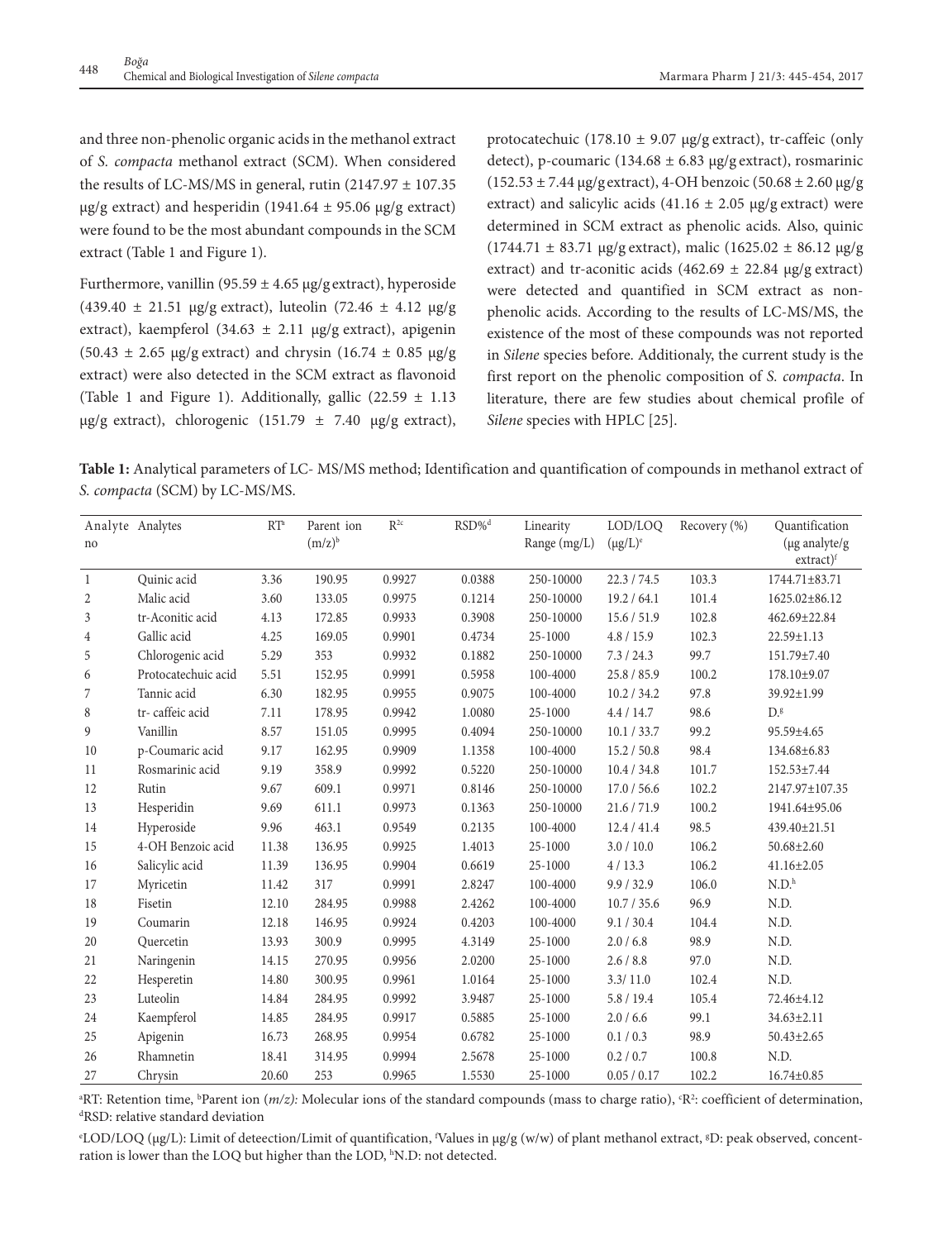and three non-phenolic organic acids in the methanol extract of *S. compacta* methanol extract (SCM). When considered the results of LC-MS/MS in general, rutin (2147.97 ± 107.35 μg/g extract) and hesperidin (1941.64 ± 95.06 μg/g extract) were found to be the most abundant compounds in the SCM extract (Table 1 and Figure 1).

Furthermore, vanillin (95.59 ± 4.65 μg/g extract), hyperoside (439.40 ± 21.51 μg/g extract), luteolin (72.46 ± 4.12 μg/g extract), kaempferol (34.63 ± 2.11 μg/g extract), apigenin (50.43 ± 2.65 μg/g extract) and chrysin (16.74 ± 0.85 μg/g extract) were also detected in the SCM extract as flavonoid (Table 1 and Figure 1). Additionally, gallic (22.59 ± 1.13 μg/g extract), chlorogenic (151.79 ± 7.40 μg/g extract), protocatechuic (178.10 ± 9.07 μg/g extract), tr-caffeic (only detect), p-coumaric (134.68 ± 6.83 μg/g extract), rosmarinic (152.53 ± 7.44 μg/g extract), 4-OH benzoic (50.68 ± 2.60 μg/g extract) and salicylic acids (41.16 ± 2.05 μg/g extract) were determined in SCM extract as phenolic acids. Also, quinic (1744.71 ± 83.71 μg/g extract), malic (1625.02 ± 86.12 μg/g extract) and tr-aconitic acids (462.69 ± 22.84 μg/g extract) were detected and quantified in SCM extract as non-phenolic acids. According to the results of LC-MS/MS, the existence of the most of these compounds was not reported in *Silene* species before. Additionaly, the current study is the first report on the phenolic composition of *S. compacta*. In literature, there are few studies about chemical profile of *Silene* species with HPLC [25].

**Table 1:** Analytical parameters of LC- MS/MS method; Identification and quantification of compounds in methanol extract of *S. compacta* (SCM) by LC-MS/MS.

| Analyte no | Analytes | RT[a] | Parent ion (m/z)[b] | $R^2$[c] | RSD%[d] | Linearity Range (mg/L) | LOD/LOQ (μg/L)[e] | Recovery (%) | Quantification (μg analyte/g extract)[f] |
|---|---|---|---|---|---|---|---|---|---|
| 1 | Quinic acid | 3.36 | 190.95 | 0.9927 | 0.0388 | 250-10000 | 22.3 / 74.5 | 103.3 | 1744.71±83.71 |
| 2 | Malic acid | 3.60 | 133.05 | 0.9975 | 0.1214 | 250-10000 | 19.2 / 64.1 | 101.4 | 1625.02±86.12 |
| 3 | tr-Aconitic acid | 4.13 | 172.85 | 0.9933 | 0.3908 | 250-10000 | 15.6 / 51.9 | 102.8 | 462.69±22.84 |
| 4 | Gallic acid | 4.25 | 169.05 | 0.9901 | 0.4734 | 25-1000 | 4.8 / 15.9 | 102.3 | 22.59±1.13 |
| 5 | Chlorogenic acid | 5.29 | 353 | 0.9932 | 0.1882 | 250-10000 | 7.3 / 24.3 | 99.7 | 151.79±7.40 |
| 6 | Protocatechuic acid | 5.51 | 152.95 | 0.9991 | 0.5958 | 100-4000 | 25.8 / 85.9 | 100.2 | 178.10±9.07 |
| 7 | Tannic acid | 6.30 | 182.95 | 0.9955 | 0.9075 | 100-4000 | 10.2 / 34.2 | 97.8 | 39.92±1.99 |
| 8 | tr- caffeic acid | 7.11 | 178.95 | 0.9942 | 1.0080 | 25-1000 | 4.4 / 14.7 | 98.6 | D.[g] |
| 9 | Vanillin | 8.57 | 151.05 | 0.9995 | 0.4094 | 250-10000 | 10.1 / 33.7 | 99.2 | 95.59±4.65 |
| 10 | p-Coumaric acid | 9.17 | 162.95 | 0.9909 | 1.1358 | 100-4000 | 15.2 / 50.8 | 98.4 | 134.68±6.83 |
| 11 | Rosmarinic acid | 9.19 | 358.9 | 0.9992 | 0.5220 | 250-10000 | 10.4 / 34.8 | 101.7 | 152.53±7.44 |
| 12 | Rutin | 9.67 | 609.1 | 0.9971 | 0.8146 | 250-10000 | 17.0 / 56.6 | 102.2 | 2147.97±107.35 |
| 13 | Hesperidin | 9.69 | 611.1 | 0.9973 | 0.1363 | 250-10000 | 21.6 / 71.9 | 100.2 | 1941.64±95.06 |
| 14 | Hyperoside | 9.96 | 463.1 | 0.9549 | 0.2135 | 100-4000 | 12.4 / 41.4 | 98.5 | 439.40±21.51 |
| 15 | 4-OH Benzoic acid | 11.38 | 136.95 | 0.9925 | 1.4013 | 25-1000 | 3.0 / 10.0 | 106.2 | 50.68±2.60 |
| 16 | Salicylic acid | 11.39 | 136.95 | 0.9904 | 0.6619 | 25-1000 | 4 / 13.3 | 106.2 | 41.16±2.05 |
| 17 | Myricetin | 11.42 | 317 | 0.9991 | 2.8247 | 100-4000 | 9.9 / 32.9 | 106.0 | N.D.[h] |
| 18 | Fisetin | 12.10 | 284.95 | 0.9988 | 2.4262 | 100-4000 | 10.7 / 35.6 | 96.9 | N.D. |
| 19 | Coumarin | 12.18 | 146.95 | 0.9924 | 0.4203 | 100-4000 | 9.1 / 30.4 | 104.4 | N.D. |
| 20 | Quercetin | 13.93 | 300.9 | 0.9995 | 4.3149 | 25-1000 | 2.0 / 6.8 | 98.9 | N.D. |
| 21 | Naringenin | 14.15 | 270.95 | 0.9956 | 2.0200 | 25-1000 | 2.6 / 8.8 | 97.0 | N.D. |
| 22 | Hesperetin | 14.80 | 300.95 | 0.9961 | 1.0164 | 25-1000 | 3.3/ 11.0 | 102.4 | N.D. |
| 23 | Luteolin | 14.84 | 284.95 | 0.9992 | 3.9487 | 25-1000 | 5.8 / 19.4 | 105.4 | 72.46±4.12 |
| 24 | Kaempferol | 14.85 | 284.95 | 0.9917 | 0.5885 | 25-1000 | 2.0 / 6.6 | 99.1 | 34.63±2.11 |
| 25 | Apigenin | 16.73 | 268.95 | 0.9954 | 0.6782 | 25-1000 | 0.1 / 0.3 | 98.9 | 50.43±2.65 |
| 26 | Rhamnetin | 18.41 | 314.95 | 0.9994 | 2.5678 | 25-1000 | 0.2 / 0.7 | 100.8 | N.D. |
| 27 | Chrysin | 20.60 | 253 | 0.9965 | 1.5530 | 25-1000 | 0.05 / 0.17 | 102.2 | 16.74±0.85 |

[a]RT: Retention time, [b]Parent ion (*m/z)*: Molecular ions of the standard compounds (mass to charge ratio), [c]$R^2$: coefficient of determination, [d]RSD: relative standard deviation

[e]LOD/LOQ (μg/L): Limit of deteection/Limit of quantification, [f]Values in μg/g (w/w) of plant methanol extract, [g]D: peak observed, concentration is lower than the LOQ but higher than the LOD, [h]N.D: not detected.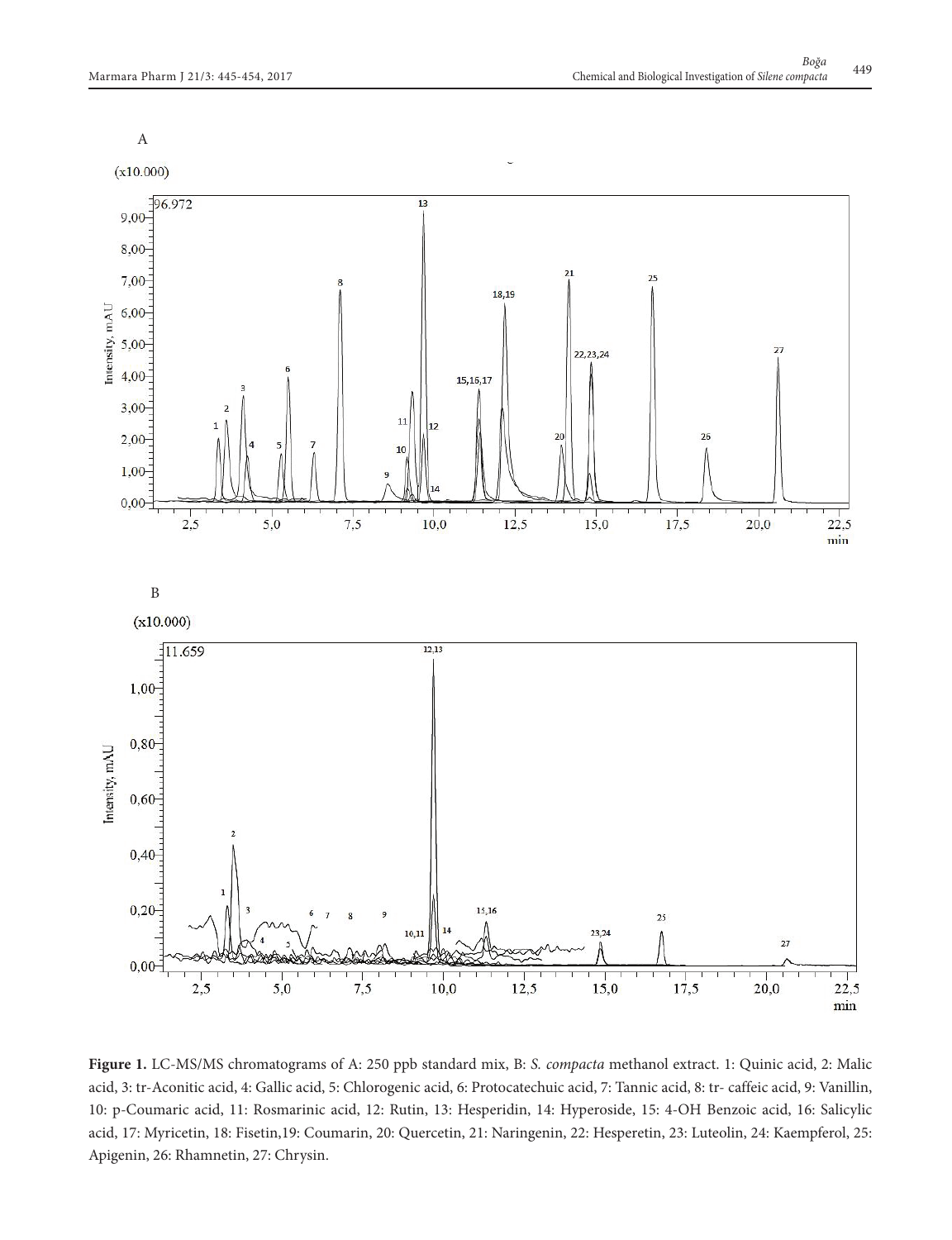**Figure 1.** LC-MS/MS chromatograms of A: 250 ppb standard mix, B: *S. compacta* methanol extract. 1: Quinic acid, 2: Malic acid, 3: tr-Aconitic acid, 4: Gallic acid, 5: Chlorogenic acid, 6: Protocatechuic acid, 7: Tannic acid, 8: tr- caffeic acid, 9: Vanillin, 10: p-Coumaric acid, 11: Rosmarinic acid, 12: Rutin, 13: Hesperidin, 14: Hyperoside, 15: 4-OH Benzoic acid, 16: Salicylic acid, 17: Myricetin, 18: Fisetin,19: Coumarin, 20: Quercetin, 21: Naringenin, 22: Hesperetin, 23: Luteolin, 24: Kaempferol, 25: Apigenin, 26: Rhamnetin, 27: Chrysin.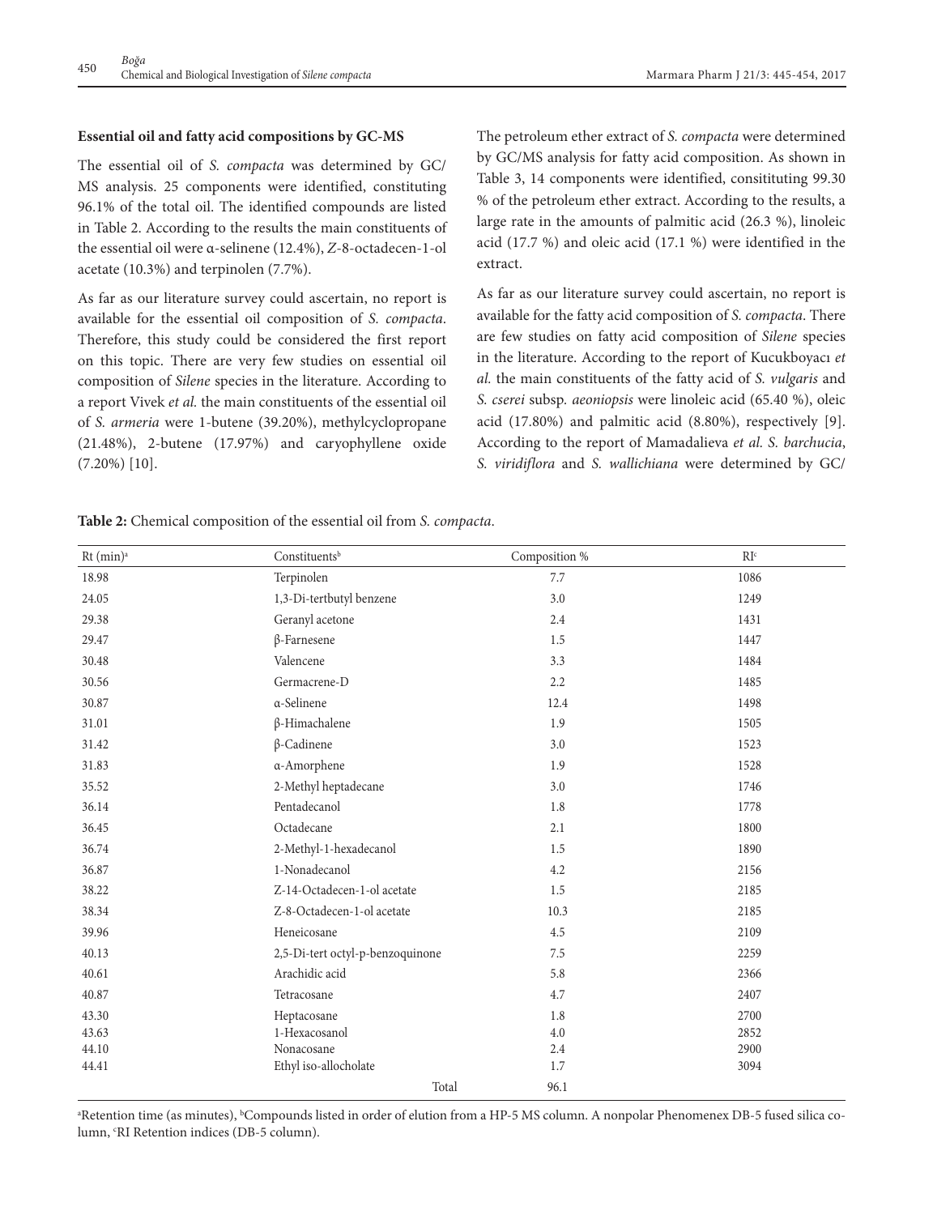### Essential oil and fatty acid compositions by GC-MS

The essential oil of *S. compacta* was determined by GC/MS analysis. 25 components were identified, constituting 96.1% of the total oil. The identified compounds are listed in Table 2. According to the results the main constituents of the essential oil were α-selinene (12.4%), *Z*-8-octadecen-1-ol acetate (10.3%) and terpinolen (7.7%).

As far as our literature survey could ascertain, no report is available for the essential oil composition of *S. compacta*. Therefore, this study could be considered the first report on this topic. There are very few studies on essential oil composition of *Silene* species in the literature. According to a report Vivek *et al.* the main constituents of the essential oil of *S. armeria* were 1-butene (39.20%), methylcyclopropane (21.48%), 2-butene (17.97%) and caryophyllene oxide (7.20%) [10].

The petroleum ether extract of *S. compacta* were determined by GC/MS analysis for fatty acid composition. As shown in Table 3, 14 components were identified, consitituting 99.30 % of the petroleum ether extract. According to the results, a large rate in the amounts of palmitic acid (26.3 %), linoleic acid (17.7 %) and oleic acid (17.1 %) were identified in the extract.

As far as our literature survey could ascertain, no report is available for the fatty acid composition of *S. compacta*. There are few studies on fatty acid composition of *Silene* species in the literature. According to the report of Kucukboyacı *et al.* the main constituents of the fatty acid of *S. vulgaris* and *S. cserei* subsp. *aeoniopsis* were linoleic acid (65.40 %), oleic acid (17.80%) and palmitic acid (8.80%), respectively [9]. According to the report of Mamadalieva *et al. S. barchucia*, *S. viridiflora* and *S. wallichiana* were determined by GC/

**Table 2:** Chemical composition of the essential oil from *S. compacta*.

| Rt (min)[a] | Constituents[b] | Composition % | RI[c] |
|---|---|---|---|
| 18.98 | Terpinolen | 7.7 | 1086 |
| 24.05 | 1,3-Di-tertbutyl benzene | 3.0 | 1249 |
| 29.38 | Geranyl acetone | 2.4 | 1431 |
| 29.47 | β-Farnesene | 1.5 | 1447 |
| 30.48 | Valencene | 3.3 | 1484 |
| 30.56 | Germacrene-D | 2.2 | 1485 |
| 30.87 | α-Selinene | 12.4 | 1498 |
| 31.01 | β-Himachalene | 1.9 | 1505 |
| 31.42 | β-Cadinene | 3.0 | 1523 |
| 31.83 | α-Amorphene | 1.9 | 1528 |
| 35.52 | 2-Methyl heptadecane | 3.0 | 1746 |
| 36.14 | Pentadecanol | 1.8 | 1778 |
| 36.45 | Octadecane | 2.1 | 1800 |
| 36.74 | 2-Methyl-1-hexadecanol | 1.5 | 1890 |
| 36.87 | 1-Nonadecanol | 4.2 | 2156 |
| 38.22 | Z-14-Octadecen-1-ol acetate | 1.5 | 2185 |
| 38.34 | Z-8-Octadecen-1-ol acetate | 10.3 | 2185 |
| 39.96 | Heneicosane | 4.5 | 2109 |
| 40.13 | 2,5-Di-tert octyl-p-benzoquinone | 7.5 | 2259 |
| 40.61 | Arachidic acid | 5.8 | 2366 |
| 40.87 | Tetracosane | 4.7 | 2407 |
| 43.30 | Heptacosane | 1.8 | 2700 |
| 43.63 | 1-Hexacosanol | 4.0 | 2852 |
| 44.10 | Nonacosane | 2.4 | 2900 |
| 44.41 | Ethyl iso-allocholate | 1.7 | 3094 |
| | Total | 96.1 | |

[a]Retention time (as minutes), [b]Compounds listed in order of elution from a HP-5 MS column. A nonpolar Phenomenex DB-5 fused silica column, [c]RI Retention indices (DB-5 column).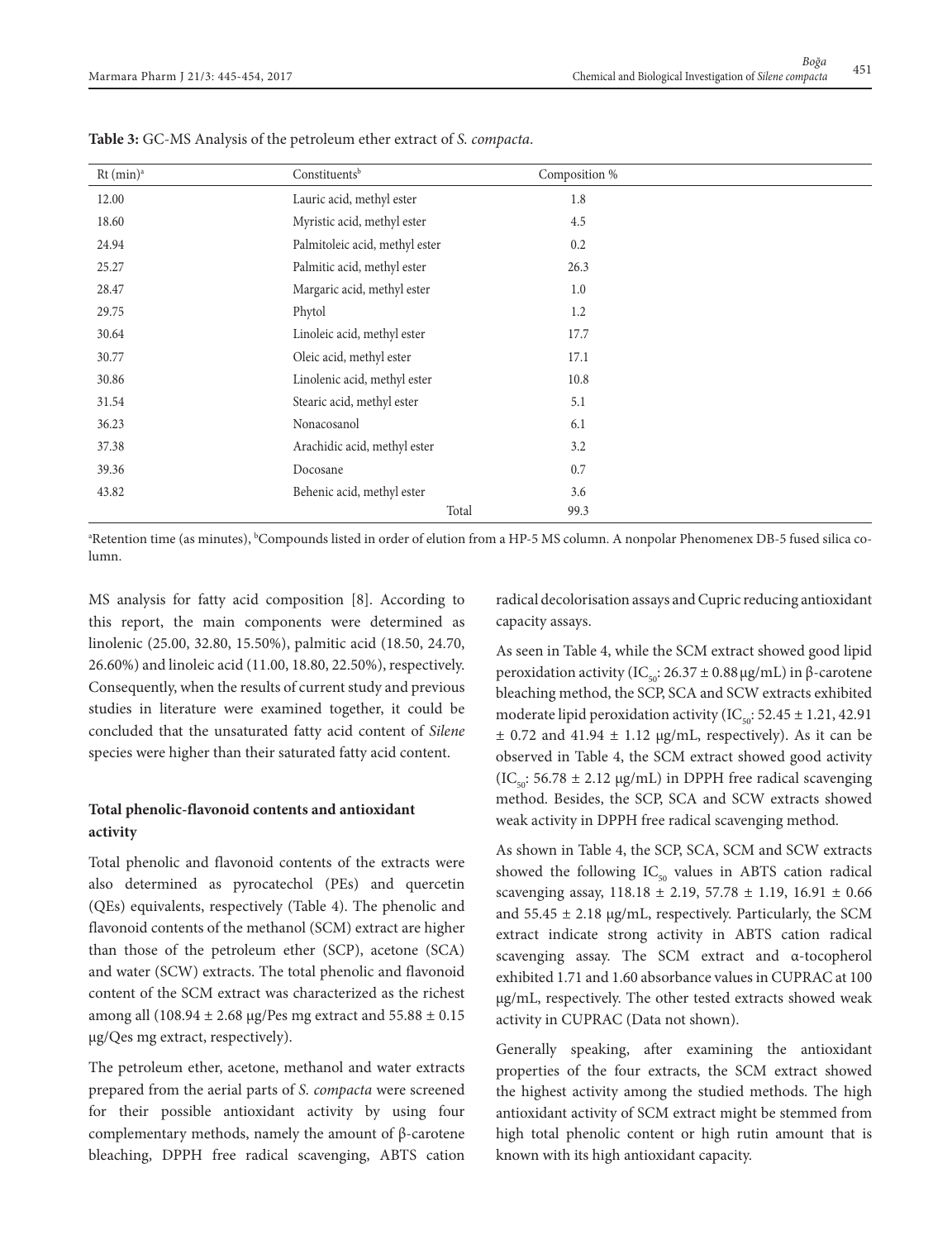**Table 3:** GC-MS Analysis of the petroleum ether extract of *S. compacta*.

| Rt (min)[a] | Constituents[b] | Composition % |
|---|---|---|
| 12.00 | Lauric acid, methyl ester | 1.8 |
| 18.60 | Myristic acid, methyl ester | 4.5 |
| 24.94 | Palmitoleic acid, methyl ester | 0.2 |
| 25.27 | Palmitic acid, methyl ester | 26.3 |
| 28.47 | Margaric acid, methyl ester | 1.0 |
| 29.75 | Phytol | 1.2 |
| 30.64 | Linoleic acid, methyl ester | 17.7 |
| 30.77 | Oleic acid, methyl ester | 17.1 |
| 30.86 | Linolenic acid, methyl ester | 10.8 |
| 31.54 | Stearic acid, methyl ester | 5.1 |
| 36.23 | Nonacosanol | 6.1 |
| 37.38 | Arachidic acid, methyl ester | 3.2 |
| 39.36 | Docosane | 0.7 |
| 43.82 | Behenic acid, methyl ester | 3.6 |
| | Total | 99.3 |

[a]Retention time (as minutes), [b]Compounds listed in order of elution from a HP-5 MS column. A nonpolar Phenomenex DB-5 fused silica column.

MS analysis for fatty acid composition [8]. According to this report, the main components were determined as linolenic (25.00, 32.80, 15.50%), palmitic acid (18.50, 24.70, 26.60%) and linoleic acid (11.00, 18.80, 22.50%), respectively. Consequently, when the results of current study and previous studies in literature were examined together, it could be concluded that the unsaturated fatty acid content of *Silene* species were higher than their saturated fatty acid content.

### Total phenolic-flavonoid contents and antioxidant activity

Total phenolic and flavonoid contents of the extracts were also determined as pyrocatechol (PEs) and quercetin (QEs) equivalents, respectively (Table 4). The phenolic and flavonoid contents of the methanol (SCM) extract are higher than those of the petroleum ether (SCP), acetone (SCA) and water (SCW) extracts. The total phenolic and flavonoid content of the SCM extract was characterized as the richest among all (108.94 ± 2.68 µg/Pes mg extract and 55.88 ± 0.15 µg/Qes mg extract, respectively).

The petroleum ether, acetone, methanol and water extracts prepared from the aerial parts of *S. compacta* were screened for their possible antioxidant activity by using four complementary methods, namely the amount of β-carotene bleaching, DPPH free radical scavenging, ABTS cation radical decolorisation assays and Cupric reducing antioxidant capacity assays.

As seen in Table 4, while the SCM extract showed good lipid peroxidation activity ($IC_{50}$: 26.37 ± 0.88 µg/mL) in β-carotene bleaching method, the SCP, SCA and SCW extracts exhibited moderate lipid peroxidation activity ($IC_{50}$: 52.45 ± 1.21, 42.91 ± 0.72 and 41.94 ± 1.12 µg/mL, respectively). As it can be observed in Table 4, the SCM extract showed good activity ($IC_{50}$: 56.78 ± 2.12 µg/mL) in DPPH free radical scavenging method. Besides, the SCP, SCA and SCW extracts showed weak activity in DPPH free radical scavenging method.

As shown in Table 4, the SCP, SCA, SCM and SCW extracts showed the following $IC_{50}$ values in ABTS cation radical scavenging assay, 118.18 ± 2.19, 57.78 ± 1.19, 16.91 ± 0.66 and 55.45 ± 2.18 µg/mL, respectively. Particularly, the SCM extract indicate strong activity in ABTS cation radical scavenging assay. The SCM extract and α-tocopherol exhibited 1.71 and 1.60 absorbance values in CUPRAC at 100 µg/mL, respectively. The other tested extracts showed weak activity in CUPRAC (Data not shown).

Generally speaking, after examining the antioxidant properties of the four extracts, the SCM extract showed the highest activity among the studied methods. The high antioxidant activity of SCM extract might be stemmed from high total phenolic content or high rutin amount that is known with its high antioxidant capacity.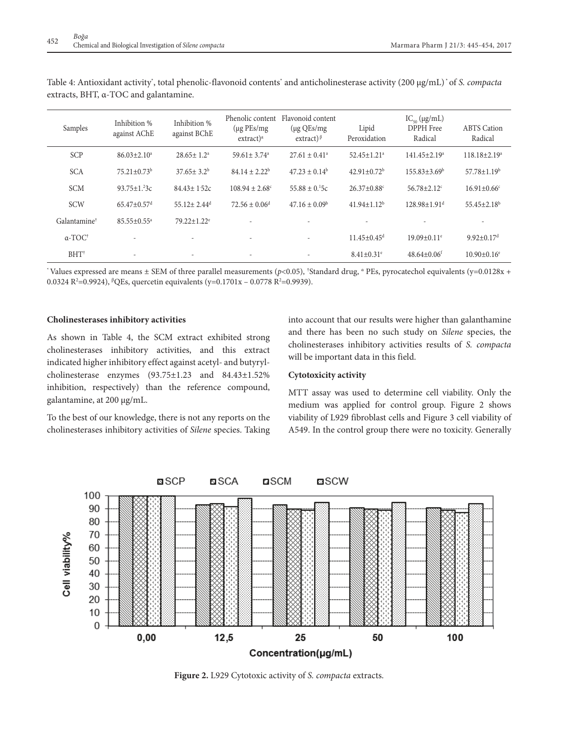Table 4: Antioxidant activity*, total phenolic-flavonoid contents* and anticholinesterase activity (200 µg/mL)* of *S. compacta* extracts, BHT, α-TOC and galantamine.

| Samples | Inhibition % against AChE | Inhibition % against BChE | Phenolic content (µg PEs/mg extract)[a] | Flavonoid content (µg QEs/mg extract)[β] | Lipid Peroxidation | $IC_{50}$ (µg/mL) DPPH Free Radical | ABTS Cation Radical |
|---|---|---|---|---|---|---|---|
| SCP | 86.03±2.10[a] | 28.65± 1.2[a] | 59.61± 3.74[a] | 27.61 ± 0.41[a] | 52.45±1.21[a] | 141.45±2.19[a] | 118.18±2.19[a] |
| SCA | 75.21±0.73[b] | 37.65± 3.2[b] | 84.14 ± 2.22[b] | 47.23 ± 0.14[b] | 42.91±0.72[b] | 155.83±3.69[b] | 57.78±1.19[b] |
| SCM | 93.75±1.23c | 84.43± 1.52c | 108.94 ± 2.68[c] | 55.88 ± 0.15c | 26.37±0.88[c] | 56.78±2.12[c] | 16.91±0.66[c] |
| SCW | 65.47±0.57[d] | 55.12± 2.44[d] | 72.56 ± 0.06[d] | 47.16 ± 0.09[b] | 41.94±1.12[b] | 128.98±1.91[d] | 55.45±2.18[b] |
| Galantamine[†] | 85.55±0.55[a] | 79.22±1.22[e] | - | - | - | - | - |
| α-TOC[†] | - | - | - | - | 11.45±0.45[d] | 19.09±0.11[e] | 9.92±0.17[d] |
| BHT[†] | - | - | - | - | 8.41±0.31[e] | 48.64±0.06[f] | 10.90±0.16[e] |

* Values expressed are means ± SEM of three parallel measurements ($p<0.05$), †Standard drug, [a] PEs, pyrocatechol equivalents ($y=0.0128x + 0.0324$ $R^2=0.9924$), [β]QEs, quercetin equivalents ($y=0.1701x - 0.0778$ $R^2=0.9939$).

**Cholinesterases inhibitory activities**

As shown in Table 4, the SCM extract exhibited strong cholinesterases inhibitory activities, and this extract indicated higher inhibitory effect against acetyl- and butyryl-cholinesterase enzymes (93.75±1.23 and 84.43±1.52% inhibition, respectively) than the reference compound, galantamine, at 200 µg/mL.

To the best of our knowledge, there is not any reports on the cholinesterases inhibitory activities of *Silene* species. Taking into account that our results were higher than galanthamine and there has been no such study on *Silene* species, the cholinesterases inhibitory activities results of *S. compacta* will be important data in this field.

**Cytotoxicity activity**

MTT assay was used to determine cell viability. Only the medium was applied for control group. Figure 2 shows viability of L929 fibroblast cells and Figure 3 cell viability of A549. In the control group there were no toxicity. Generally

**Figure 2.** L929 Cytotoxic activity of *S. compacta* extracts.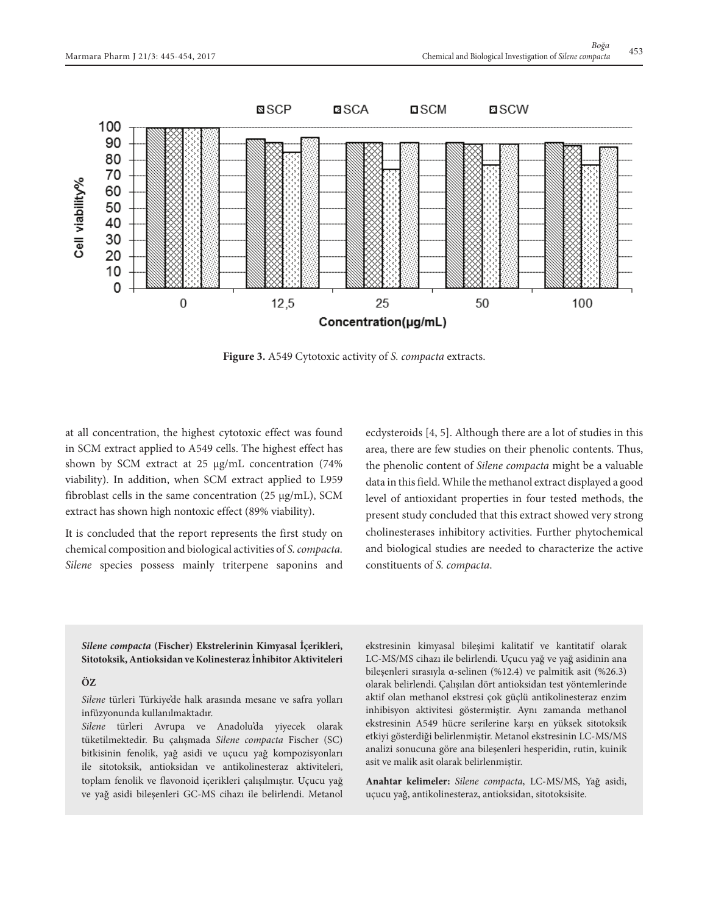**Figure 3.** A549 Cytotoxic activity of *S. compacta* extracts.

at all concentration, the highest cytotoxic effect was found in SCM extract applied to A549 cells. The highest effect has shown by SCM extract at 25 µg/mL concentration (74% viability). In addition, when SCM extract applied to L959 fibroblast cells in the same concentration (25 µg/mL), SCM extract has shown high nontoxic effect (89% viability).

It is concluded that the report represents the first study on chemical composition and biological activities of *S. compacta. Silene* species possess mainly triterpene saponins and ecdysteroids [4, 5]. Although there are a lot of studies in this area, there are few studies on their phenolic contents. Thus, the phenolic content of *Silene compacta* might be a valuable data in this field. While the methanol extract displayed a good level of antioxidant properties in four tested methods, the present study concluded that this extract showed very strong cholinesterases inhibitory activities. Further phytochemical and biological studies are needed to characterize the active constituents of *S. compacta*.

***Silene compacta* (Fischer) Ekstrelerinin Kimyasal İçerikleri, Sitotoksik, Antioksidan ve Kolinesteraz İnhibitor Aktiviteleri**

**ÖZ**

*Silene* türleri Türkiye'de halk arasında mesane ve safra yolları infüzyonunda kullanılmaktadır.

*Silene* türleri Avrupa ve Anadolu'da yiyecek olarak tüketilmektedir. Bu çalışmada *Silene compacta* Fischer (SC) bitkisinin fenolik, yağ asidi ve uçucu yağ kompozisyonları ile sitotoksik, antioksidan ve antikolinesteraz aktiviteleri, toplam fenolik ve flavonoid içerikleri çalışılmıştır. Uçucu yağ ve yağ asidi bileşenleri GC-MS cihazı ile belirlendi. Metanol ekstresinin kimyasal bileşimi kalitatif ve kantitatif olarak LC-MS/MS cihazı ile belirlendi. Uçucu yağ ve yağ asidinin ana bileşenleri sırasıyla α-selinen (%12.4) ve palmitik asit (%26.3) olarak belirlendi. Çalışılan dört antioksidan test yöntemlerinde aktif olan methanol ekstresi çok güçlü antikolinesteraz enzim inhibisyon aktivitesi göstermiştir. Aynı zamanda methanol ekstresinin A549 hücre serilerine karşı en yüksek sitotoksik etkiyi gösterdiği belirlenmiştir. Metanol ekstresinin LC-MS/MS analizi sonucuna göre ana bileşenleri hesperidin, rutin, kuinik asit ve malik asit olarak belirlenmiştir.

**Anahtar kelimeler:** *Silene compacta*, LC-MS/MS, Yağ asidi, uçucu yağ, antikolinesteraz, antioksidan, sitotoksisite.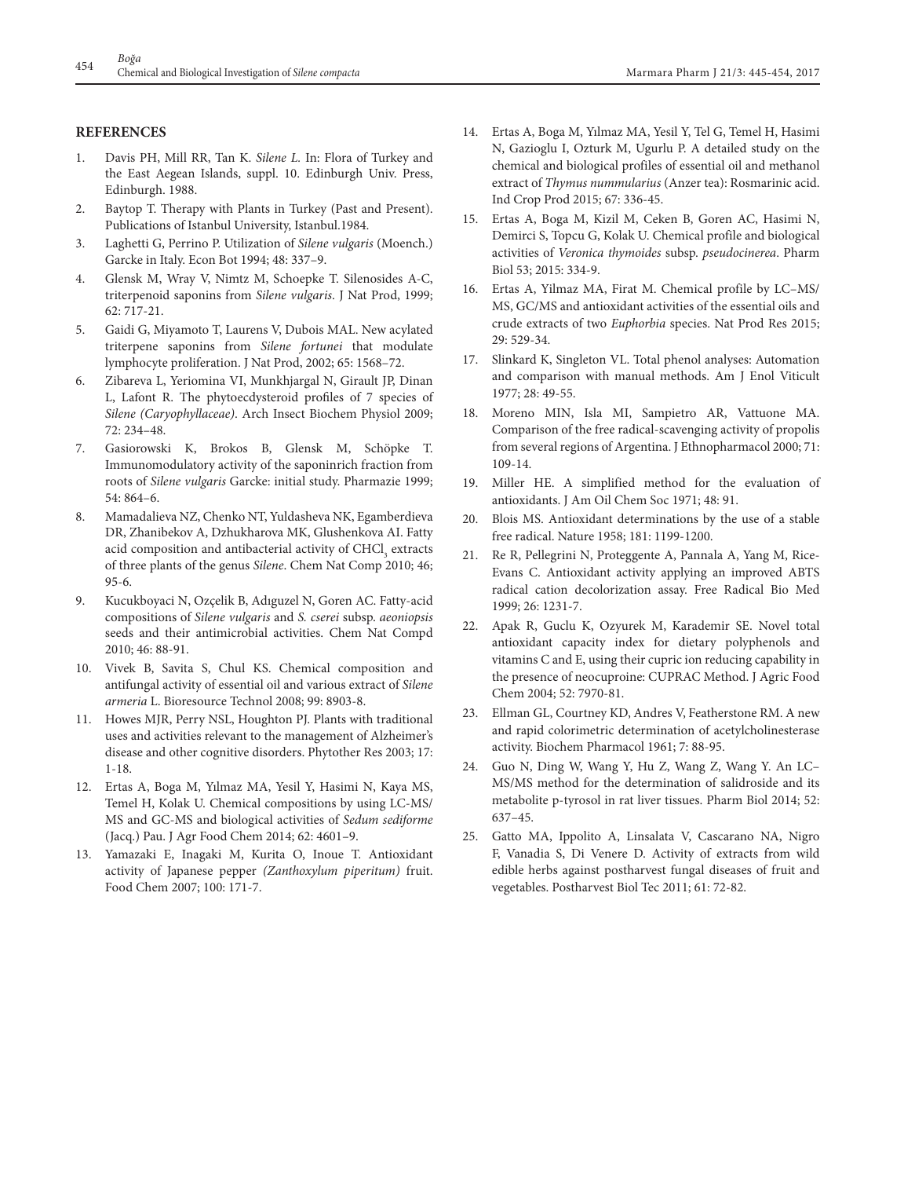## REFERENCES

1. Davis PH, Mill RR, Tan K. *Silene L.* In: Flora of Turkey and the East Aegean Islands, suppl. 10. Edinburgh Univ. Press, Edinburgh. 1988.
2. Baytop T. Therapy with Plants in Turkey (Past and Present). Publications of Istanbul University, Istanbul.1984.
3. Laghetti G, Perrino P. Utilization of *Silene vulgaris* (Moench.) Garcke in Italy. Econ Bot 1994; 48: 337–9.
4. Glensk M, Wray V, Nimtz M, Schoepke T. Silenosides A-C, triterpenoid saponins from *Silene vulgaris*. J Nat Prod, 1999; 62: 717-21.
5. Gaidi G, Miyamoto T, Laurens V, Dubois MAL. New acylated triterpene saponins from *Silene fortunei* that modulate lymphocyte proliferation. J Nat Prod, 2002; 65: 1568–72.
6. Zibareva L, Yeriomina VI, Munkhjargal N, Girault JP, Dinan L, Lafont R. The phytoecdysteroid profiles of 7 species of *Silene (Caryophyllaceae)*. Arch Insect Biochem Physiol 2009; 72: 234–48.
7. Gasiorowski K, Brokos B, Glensk M, Schöpke T. Immunomodulatory activity of the saponinrich fraction from roots of *Silene vulgaris* Garcke: initial study. Pharmazie 1999; 54: 864–6.
8. Mamadalieva NZ, Chenko NT, Yuldasheva NK, Egamberdieva DR, Zhanibekov A, Dzhukharova MK, Glushenkova AI. Fatty acid composition and antibacterial activity of $CHCl_3$ extracts of three plants of the genus *Silene*. Chem Nat Comp 2010; 46; 95-6.
9. Kucukboyaci N, Ozçelik B, Adıguzel N, Goren AC. Fatty-acid compositions of *Silene vulgaris* and *S. cserei* subsp. *aeoniopsis* seeds and their antimicrobial activities. Chem Nat Compd 2010; 46: 88-91.
10. Vivek B, Savita S, Chul KS. Chemical composition and antifungal activity of essential oil and various extract of *Silene armeria* L. Bioresource Technol 2008; 99: 8903-8.
11. Howes MJR, Perry NSL, Houghton PJ. Plants with traditional uses and activities relevant to the management of Alzheimer's disease and other cognitive disorders. Phytother Res 2003; 17: 1-18.
12. Ertas A, Boga M, Yılmaz MA, Yesil Y, Hasimi N, Kaya MS, Temel H, Kolak U. Chemical compositions by using LC-MS/MS and GC-MS and biological activities of *Sedum sediforme* (Jacq.) Pau. J Agr Food Chem 2014; 62: 4601–9.
13. Yamazaki E, Inagaki M, Kurita O, Inoue T. Antioxidant activity of Japanese pepper *(Zanthoxylum piperitum)* fruit. Food Chem 2007; 100: 171-7.
14. Ertas A, Boga M, Yılmaz MA, Yesil Y, Tel G, Temel H, Hasimi N, Gazioglu I, Ozturk M, Ugurlu P. A detailed study on the chemical and biological profiles of essential oil and methanol extract of *Thymus nummularius* (Anzer tea): Rosmarinic acid. Ind Crop Prod 2015; 67: 336-45.
15. Ertas A, Boga M, Kizil M, Ceken B, Goren AC, Hasimi N, Demirci S, Topcu G, Kolak U. Chemical profile and biological activities of *Veronica thymoides* subsp. *pseudocinerea*. Pharm Biol 53; 2015: 334-9.
16. Ertas A, Yilmaz MA, Firat M. Chemical profile by LC–MS/MS, GC/MS and antioxidant activities of the essential oils and crude extracts of two *Euphorbia* species. Nat Prod Res 2015; 29: 529-34.
17. Slinkard K, Singleton VL. Total phenol analyses: Automation and comparison with manual methods. Am J Enol Viticult 1977; 28: 49-55.
18. Moreno MIN, Isla MI, Sampietro AR, Vattuone MA. Comparison of the free radical-scavenging activity of propolis from several regions of Argentina. J Ethnopharmacol 2000; 71: 109-14.
19. Miller HE. A simplified method for the evaluation of antioxidants. J Am Oil Chem Soc 1971; 48: 91.
20. Blois MS. Antioxidant determinations by the use of a stable free radical. Nature 1958; 181: 1199-1200.
21. Re R, Pellegrini N, Proteggente A, Pannala A, Yang M, Rice-Evans C. Antioxidant activity applying an improved ABTS radical cation decolorization assay. Free Radical Bio Med 1999; 26: 1231-7.
22. Apak R, Guclu K, Ozyurek M, Karademir SE. Novel total antioxidant capacity index for dietary polyphenols and vitamins C and E, using their cupric ion reducing capability in the presence of neocuproine: CUPRAC Method. J Agric Food Chem 2004; 52: 7970-81.
23. Ellman GL, Courtney KD, Andres V, Featherstone RM. A new and rapid colorimetric determination of acetylcholinesterase activity. Biochem Pharmacol 1961; 7: 88-95.
24. Guo N, Ding W, Wang Y, Hu Z, Wang Z, Wang Y. An LC–MS/MS method for the determination of salidroside and its metabolite p-tyrosol in rat liver tissues. Pharm Biol 2014; 52: 637–45.
25. Gatto MA, Ippolito A, Linsalata V, Cascarano NA, Nigro F, Vanadia S, Di Venere D. Activity of extracts from wild edible herbs against postharvest fungal diseases of fruit and vegetables. Postharvest Biol Tec 2011; 61: 72-82.